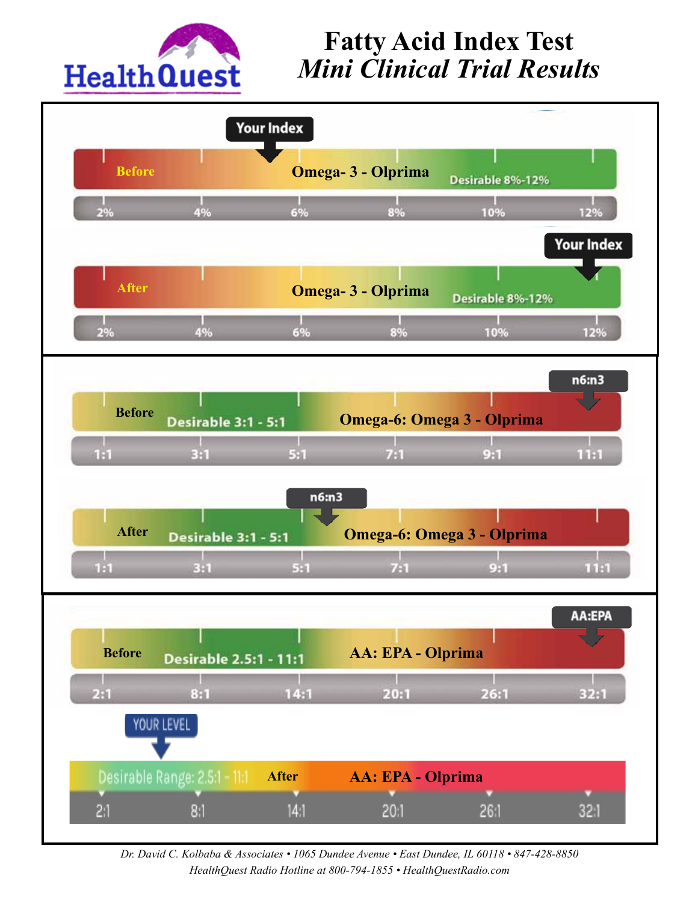HealthQuest

# Fatty Acid Index Test

## *Mini Clinical Trial Results*

Your Index

Before — Omega- 3 - Olprima — Desirable 8%-12%

2% | 4% | 6% | 8% | 10% | 12%

Your Index

After — Omega- 3 - Olprima — Desirable 8%-12%

2% | 4% | 6% | 8% | 10% | 12%

n6:n3

Before — Desirable 3:1 - 5:1 — Omega-6: Omega 3 - Olprima

1:1 | 3:1 | 5:1 | 7:1 | 9:1 | 11:1

n6:n3

After — Desirable 3:1 - 5:1 — Omega-6: Omega 3 - Olprima

1:1 | 3:1 | 5:1 | 7:1 | 9:1 | 11:1

AA:EPA

Before — Desirable 2.5:1 - 11:1 — AA: EPA - Olprima

2:1 | 8:1 | 14:1 | 20:1 | 26:1 | 32:1

YOUR LEVEL

Desirable Range: 2.5:1 - 11:1 — After — AA: EPA - Olprima

2:1 | 8:1 | 14:1 | 20:1 | 26:1 | 32:1

*Dr. David C. Kolbaba & Associates • 1065 Dundee Avenue • East Dundee, IL 60118 • 847-428-8850*
*HealthQuest Radio Hotline at 800-794-1855 • HealthQuestRadio.com*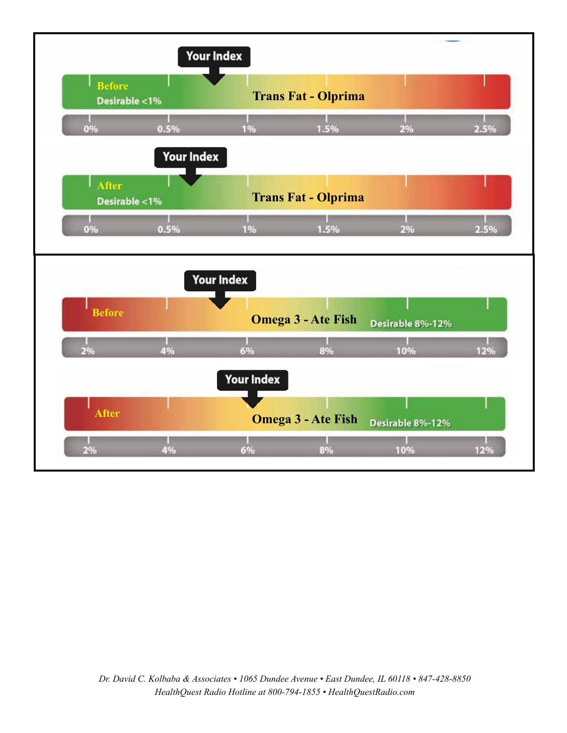Your Index

Before

Desirable <1%

Trans Fat - Olprima

0%
0.5%
1%
1.5%
2%
2.5%

Your Index

After

Desirable <1%

Trans Fat - Olprima

0%
0.5%
1%
1.5%
2%
2.5%

Your Index

Before

Omega 3 - Ate Fish

Desirable 8%-12%

2%
4%
6%
8%
10%
12%

Your Index

After

Omega 3 - Ate Fish

Desirable 8%-12%

2%
4%
6%
8%
10%
12%

*Dr. David C. Kolbaba & Associates • 1065 Dundee Avenue • East Dundee, IL 60118 • 847-428-8850*
*HealthQuest Radio Hotline at 800-794-1855 • HealthQuestRadio.com*